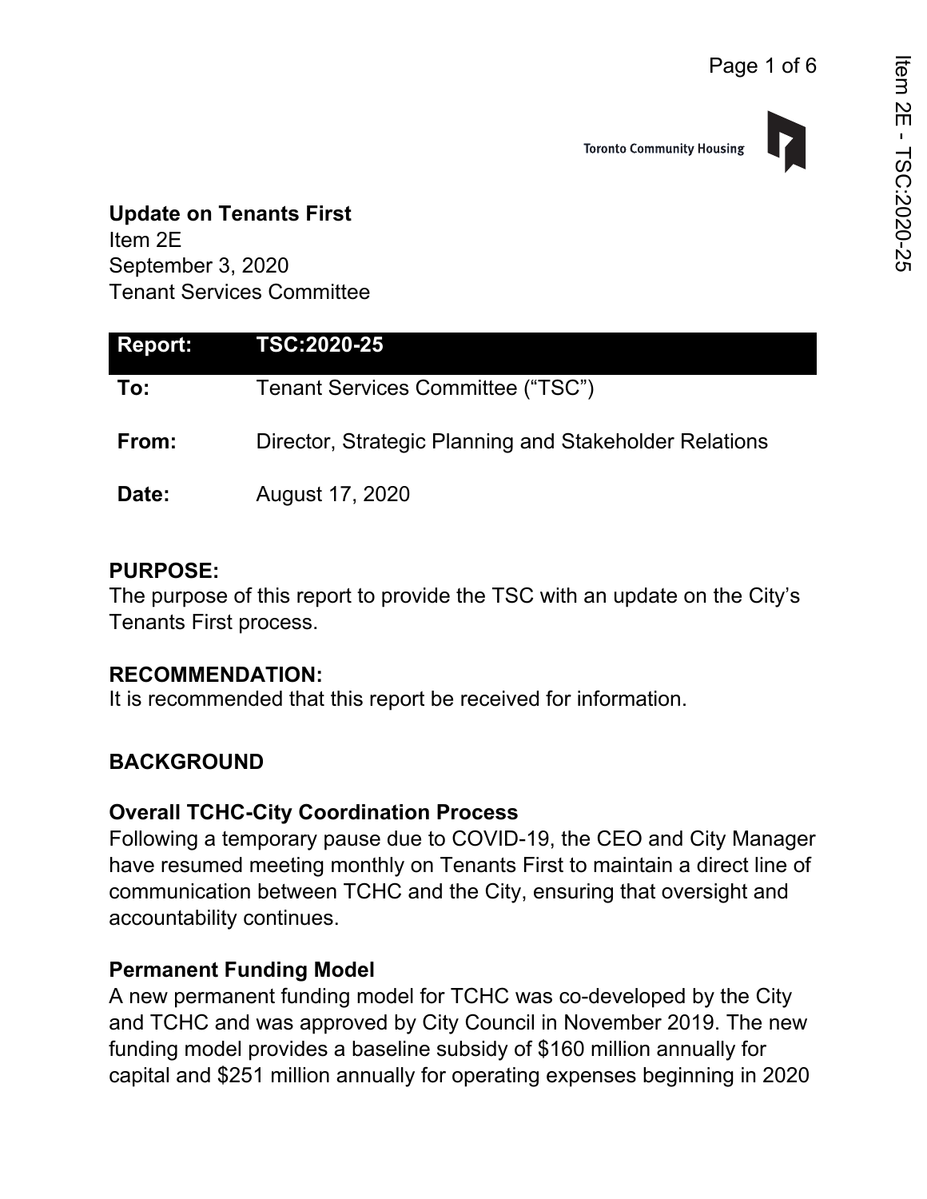**Update on Tenants First**
Item 2E
September 3, 2020
Tenant Services Committee

| **Report:** | **TSC:2020-25** |
|---|---|
| **To:** | Tenant Services Committee (“TSC”) |
| **From:** | Director, Strategic Planning and Stakeholder Relations |
| **Date:** | August 17, 2020 |

## PURPOSE:

The purpose of this report to provide the TSC with an update on the City’s Tenants First process.

## RECOMMENDATION:

It is recommended that this report be received for information.

## BACKGROUND

### Overall TCHC-City Coordination Process

Following a temporary pause due to COVID-19, the CEO and City Manager have resumed meeting monthly on Tenants First to maintain a direct line of communication between TCHC and the City, ensuring that oversight and accountability continues.

### Permanent Funding Model

A new permanent funding model for TCHC was co-developed by the City and TCHC and was approved by City Council in November 2019. The new funding model provides a baseline subsidy of $160 million annually for capital and $251 million annually for operating expenses beginning in 2020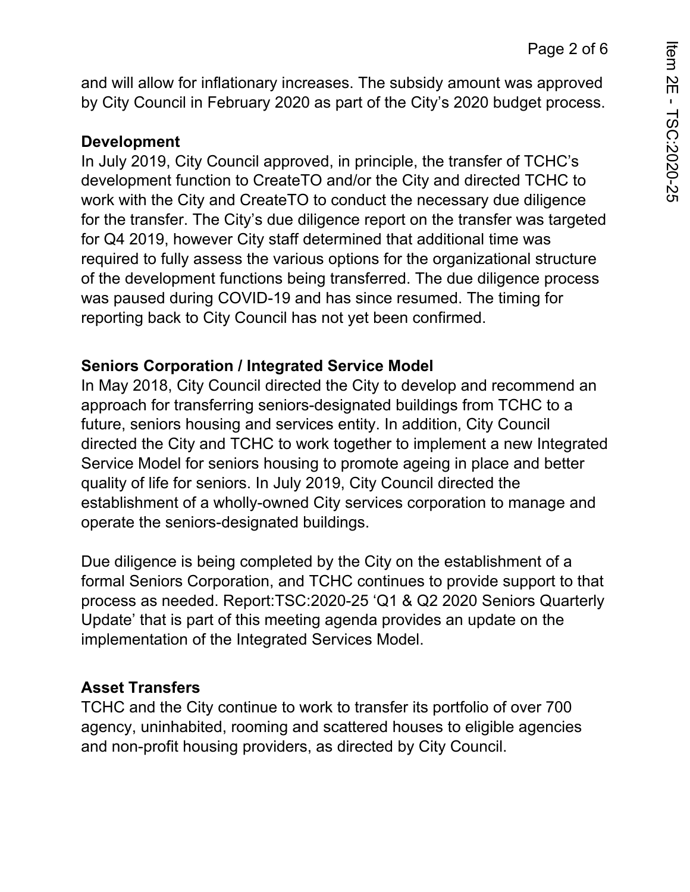and will allow for inflationary increases. The subsidy amount was approved by City Council in February 2020 as part of the City's 2020 budget process.

**Development**

In July 2019, City Council approved, in principle, the transfer of TCHC's development function to CreateTO and/or the City and directed TCHC to work with the City and CreateTO to conduct the necessary due diligence for the transfer. The City's due diligence report on the transfer was targeted for Q4 2019, however City staff determined that additional time was required to fully assess the various options for the organizational structure of the development functions being transferred. The due diligence process was paused during COVID-19 and has since resumed. The timing for reporting back to City Council has not yet been confirmed.

**Seniors Corporation / Integrated Service Model**

In May 2018, City Council directed the City to develop and recommend an approach for transferring seniors-designated buildings from TCHC to a future, seniors housing and services entity. In addition, City Council directed the City and TCHC to work together to implement a new Integrated Service Model for seniors housing to promote ageing in place and better quality of life for seniors. In July 2019, City Council directed the establishment of a wholly-owned City services corporation to manage and operate the seniors-designated buildings.

Due diligence is being completed by the City on the establishment of a formal Seniors Corporation, and TCHC continues to provide support to that process as needed. Report:TSC:2020-25 'Q1 & Q2 2020 Seniors Quarterly Update' that is part of this meeting agenda provides an update on the implementation of the Integrated Services Model.

**Asset Transfers**

TCHC and the City continue to work to transfer its portfolio of over 700 agency, uninhabited, rooming and scattered houses to eligible agencies and non-profit housing providers, as directed by City Council.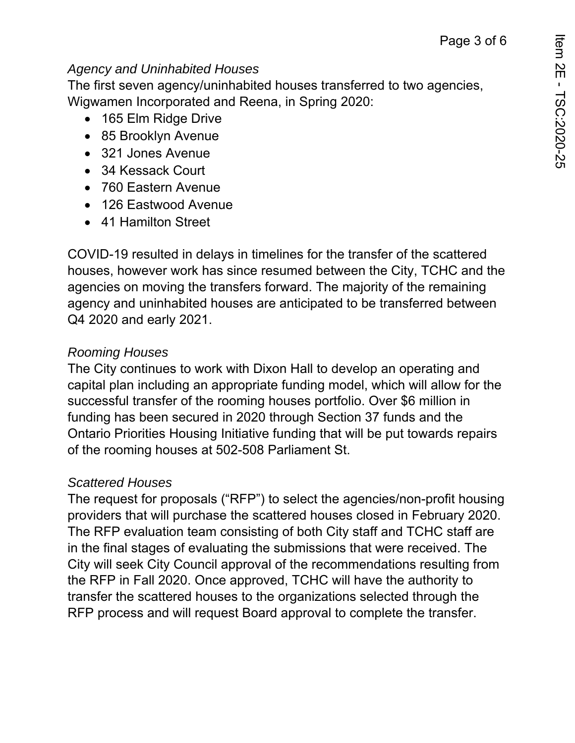*Agency and Uninhabited Houses*

The first seven agency/uninhabited houses transferred to two agencies, Wigwamen Incorporated and Reena, in Spring 2020:

- 165 Elm Ridge Drive
- 85 Brooklyn Avenue
- 321 Jones Avenue
- 34 Kessack Court
- 760 Eastern Avenue
- 126 Eastwood Avenue
- 41 Hamilton Street

COVID-19 resulted in delays in timelines for the transfer of the scattered houses, however work has since resumed between the City, TCHC and the agencies on moving the transfers forward. The majority of the remaining agency and uninhabited houses are anticipated to be transferred between Q4 2020 and early 2021.

*Rooming Houses*

The City continues to work with Dixon Hall to develop an operating and capital plan including an appropriate funding model, which will allow for the successful transfer of the rooming houses portfolio. Over $6 million in funding has been secured in 2020 through Section 37 funds and the Ontario Priorities Housing Initiative funding that will be put towards repairs of the rooming houses at 502-508 Parliament St.

*Scattered Houses*

The request for proposals ("RFP") to select the agencies/non-profit housing providers that will purchase the scattered houses closed in February 2020. The RFP evaluation team consisting of both City staff and TCHC staff are in the final stages of evaluating the submissions that were received. The City will seek City Council approval of the recommendations resulting from the RFP in Fall 2020. Once approved, TCHC will have the authority to transfer the scattered houses to the organizations selected through the RFP process and will request Board approval to complete the transfer.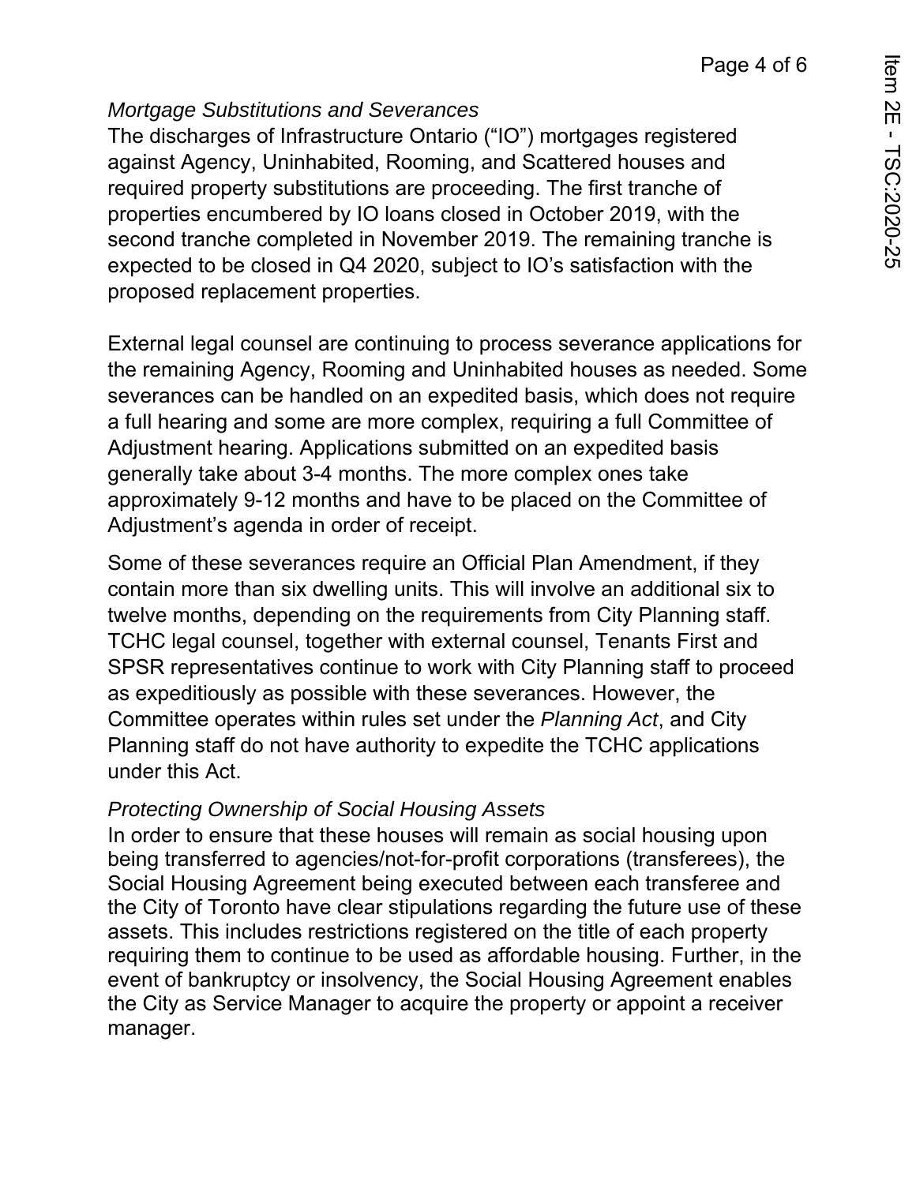*Mortgage Substitutions and Severances*

The discharges of Infrastructure Ontario ("IO") mortgages registered against Agency, Uninhabited, Rooming, and Scattered houses and required property substitutions are proceeding. The first tranche of properties encumbered by IO loans closed in October 2019, with the second tranche completed in November 2019. The remaining tranche is expected to be closed in Q4 2020, subject to IO's satisfaction with the proposed replacement properties.

External legal counsel are continuing to process severance applications for the remaining Agency, Rooming and Uninhabited houses as needed. Some severances can be handled on an expedited basis, which does not require a full hearing and some are more complex, requiring a full Committee of Adjustment hearing. Applications submitted on an expedited basis generally take about 3-4 months. The more complex ones take approximately 9-12 months and have to be placed on the Committee of Adjustment's agenda in order of receipt.

Some of these severances require an Official Plan Amendment, if they contain more than six dwelling units. This will involve an additional six to twelve months, depending on the requirements from City Planning staff. TCHC legal counsel, together with external counsel, Tenants First and SPSR representatives continue to work with City Planning staff to proceed as expeditiously as possible with these severances. However, the Committee operates within rules set under the *Planning Act*, and City Planning staff do not have authority to expedite the TCHC applications under this Act.

*Protecting Ownership of Social Housing Assets*

In order to ensure that these houses will remain as social housing upon being transferred to agencies/not-for-profit corporations (transferees), the Social Housing Agreement being executed between each transferee and the City of Toronto have clear stipulations regarding the future use of these assets. This includes restrictions registered on the title of each property requiring them to continue to be used as affordable housing. Further, in the event of bankruptcy or insolvency, the Social Housing Agreement enables the City as Service Manager to acquire the property or appoint a receiver manager.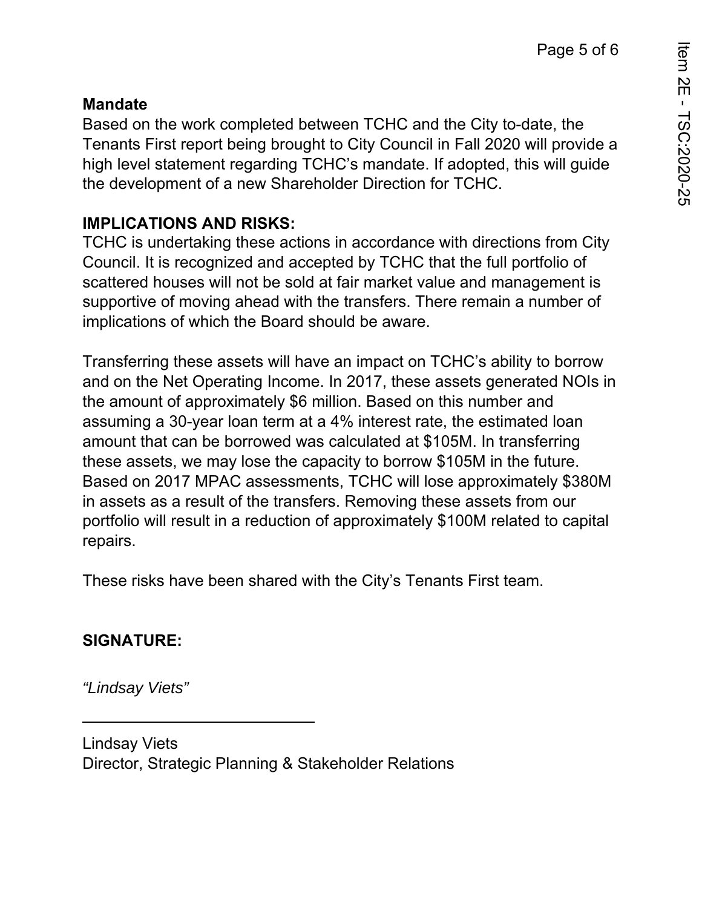**Mandate**

Based on the work completed between TCHC and the City to-date, the Tenants First report being brought to City Council in Fall 2020 will provide a high level statement regarding TCHC's mandate. If adopted, this will guide the development of a new Shareholder Direction for TCHC.

**IMPLICATIONS AND RISKS:**

TCHC is undertaking these actions in accordance with directions from City Council. It is recognized and accepted by TCHC that the full portfolio of scattered houses will not be sold at fair market value and management is supportive of moving ahead with the transfers. There remain a number of implications of which the Board should be aware.

Transferring these assets will have an impact on TCHC's ability to borrow and on the Net Operating Income. In 2017, these assets generated NOIs in the amount of approximately $6 million. Based on this number and assuming a 30-year loan term at a 4% interest rate, the estimated loan amount that can be borrowed was calculated at $105M. In transferring these assets, we may lose the capacity to borrow $105M in the future. Based on 2017 MPAC assessments, TCHC will lose approximately $380M in assets as a result of the transfers. Removing these assets from our portfolio will result in a reduction of approximately $100M related to capital repairs.

These risks have been shared with the City's Tenants First team.

**SIGNATURE:**

*"Lindsay Viets"*

---

Lindsay Viets
Director, Strategic Planning & Stakeholder Relations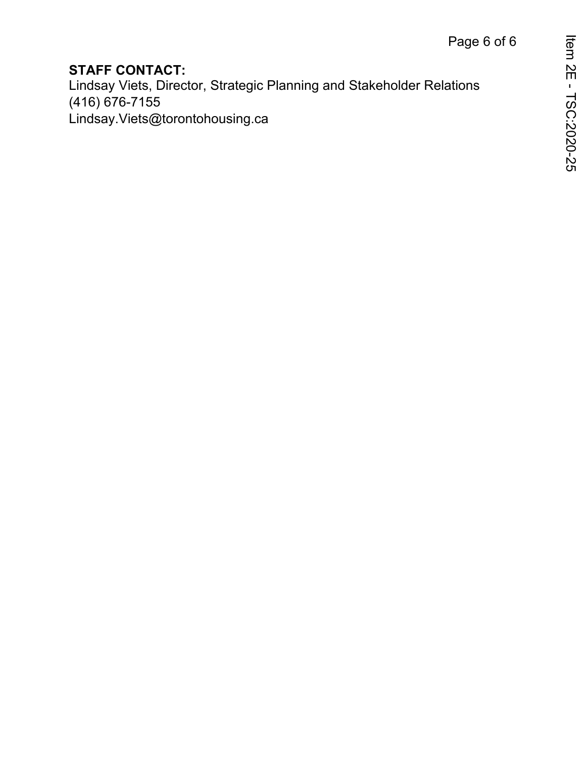**STAFF CONTACT:**

Lindsay Viets, Director, Strategic Planning and Stakeholder Relations
(416) 676-7155
Lindsay.Viets@torontohousing.ca